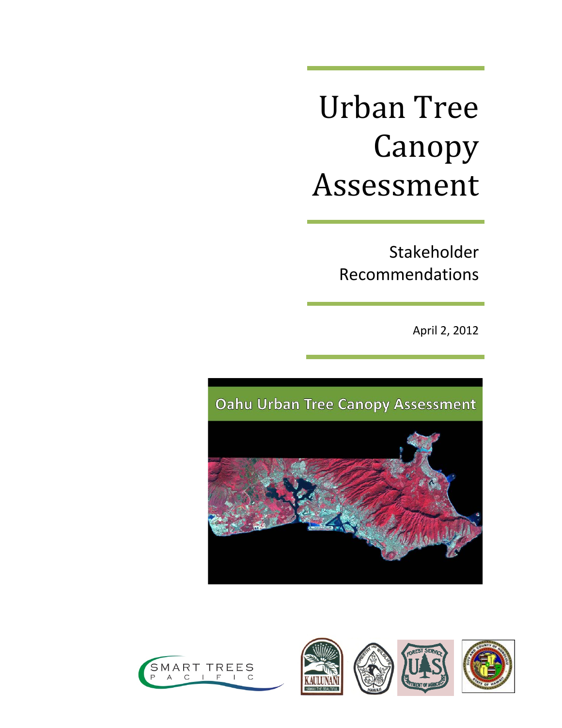# Urban Tree Canopy Assessment

## Stakeholder Recommendations

April 2, 2012

Oahu Urban Tree Canopy Assessment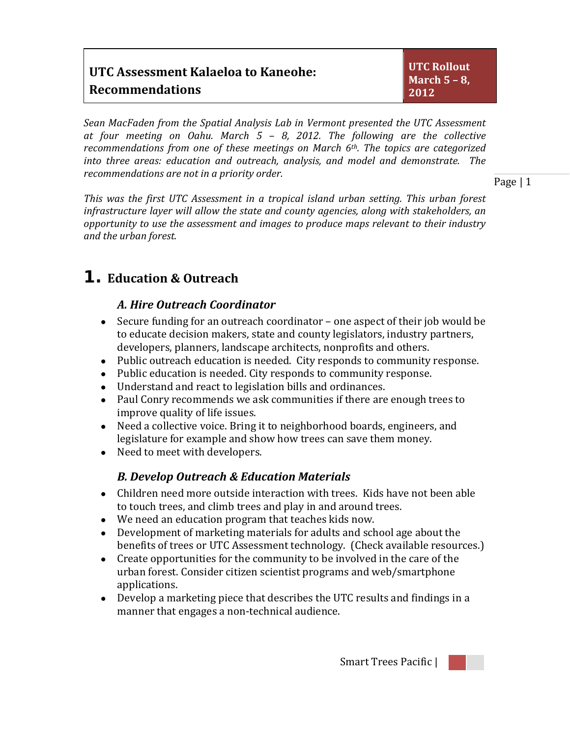| UTC Assessment Kalaeloa to Kaneohe: Recommendations | UTC Rollout March 5 – 8, 2012 |
|---|---|

*Sean MacFaden from the Spatial Analysis Lab in Vermont presented the UTC Assessment at four meeting on Oahu. March 5 – 8, 2012. The following are the collective recommendations from one of these meetings on March 6th. The topics are categorized into three areas: education and outreach, analysis, and model and demonstrate. The recommendations are not in a priority order.*

*This was the first UTC Assessment in a tropical island urban setting. This urban forest infrastructure layer will allow the state and county agencies, along with stakeholders, an opportunity to use the assessment and images to produce maps relevant to their industry and the urban forest.*

# 1. Education & Outreach

### *A. Hire Outreach Coordinator*

- Secure funding for an outreach coordinator – one aspect of their job would be to educate decision makers, state and county legislators, industry partners, developers, planners, landscape architects, nonprofits and others.
- Public outreach education is needed. City responds to community response.
- Public education is needed. City responds to community response.
- Understand and react to legislation bills and ordinances.
- Paul Conry recommends we ask communities if there are enough trees to improve quality of life issues.
- Need a collective voice. Bring it to neighborhood boards, engineers, and legislature for example and show how trees can save them money.
- Need to meet with developers.

### *B. Develop Outreach & Education Materials*

- Children need more outside interaction with trees. Kids have not been able to touch trees, and climb trees and play in and around trees.
- We need an education program that teaches kids now.
- Development of marketing materials for adults and school age about the benefits of trees or UTC Assessment technology. (Check available resources.)
- Create opportunities for the community to be involved in the care of the urban forest. Consider citizen scientist programs and web/smartphone applications.
- Develop a marketing piece that describes the UTC results and findings in a manner that engages a non-technical audience.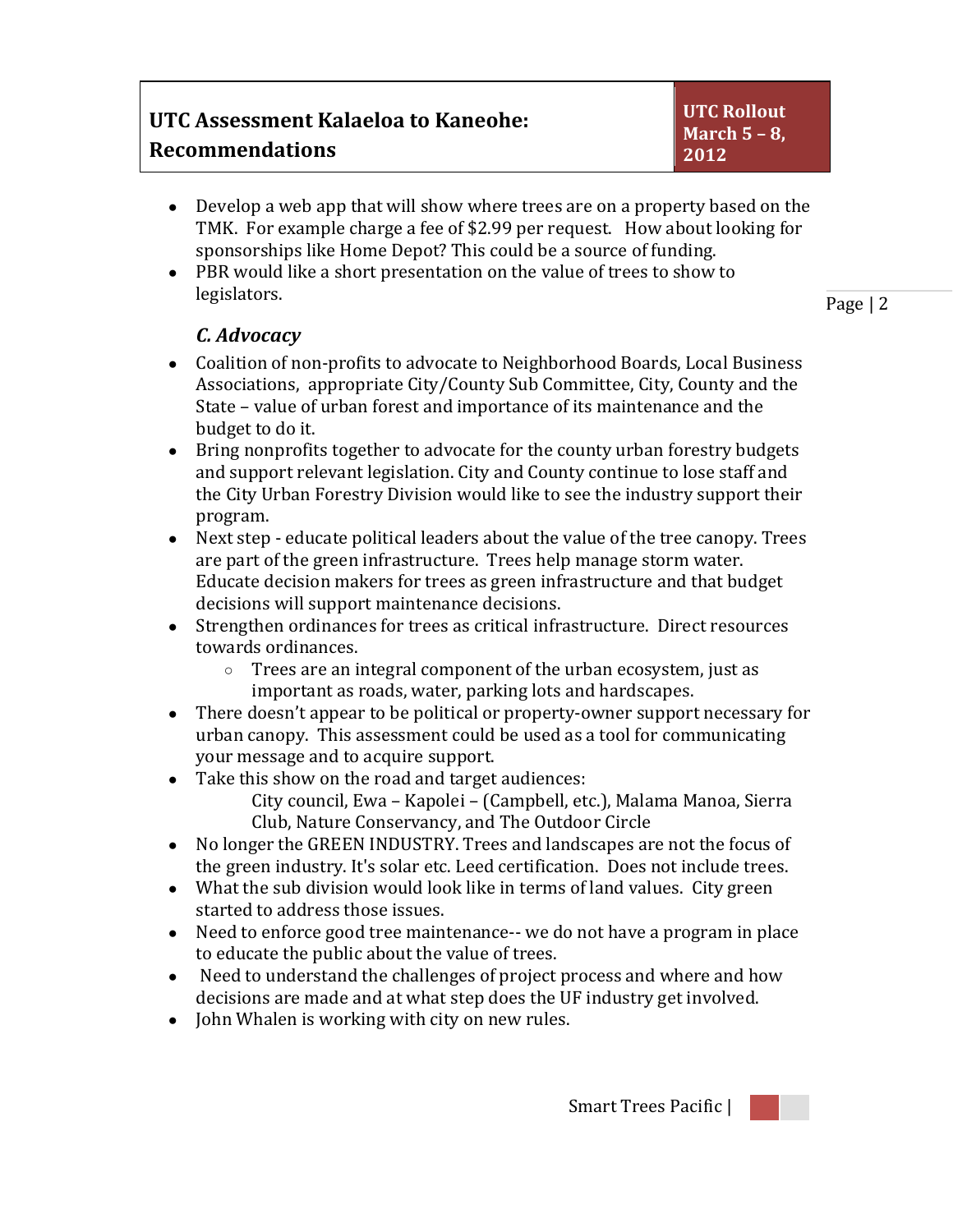- Develop a web app that will show where trees are on a property based on the TMK. For example charge a fee of $2.99 per request. How about looking for sponsorships like Home Depot? This could be a source of funding.
- PBR would like a short presentation on the value of trees to show to legislators.

### *C. Advocacy*

- Coalition of non-profits to advocate to Neighborhood Boards, Local Business Associations, appropriate City/County Sub Committee, City, County and the State – value of urban forest and importance of its maintenance and the budget to do it.
- Bring nonprofits together to advocate for the county urban forestry budgets and support relevant legislation. City and County continue to lose staff and the City Urban Forestry Division would like to see the industry support their program.
- Next step - educate political leaders about the value of the tree canopy. Trees are part of the green infrastructure. Trees help manage storm water. Educate decision makers for trees as green infrastructure and that budget decisions will support maintenance decisions.
- Strengthen ordinances for trees as critical infrastructure. Direct resources towards ordinances.
    - Trees are an integral component of the urban ecosystem, just as important as roads, water, parking lots and hardscapes.
- There doesn't appear to be political or property-owner support necessary for urban canopy. This assessment could be used as a tool for communicating your message and to acquire support.
- Take this show on the road and target audiences:
  City council, Ewa – Kapolei – (Campbell, etc.), Malama Manoa, Sierra Club, Nature Conservancy, and The Outdoor Circle
- No longer the GREEN INDUSTRY. Trees and landscapes are not the focus of the green industry. It's solar etc. Leed certification. Does not include trees.
- What the sub division would look like in terms of land values. City green started to address those issues.
- Need to enforce good tree maintenance-- we do not have a program in place to educate the public about the value of trees.
- Need to understand the challenges of project process and where and how decisions are made and at what step does the UF industry get involved.
- John Whalen is working with city on new rules.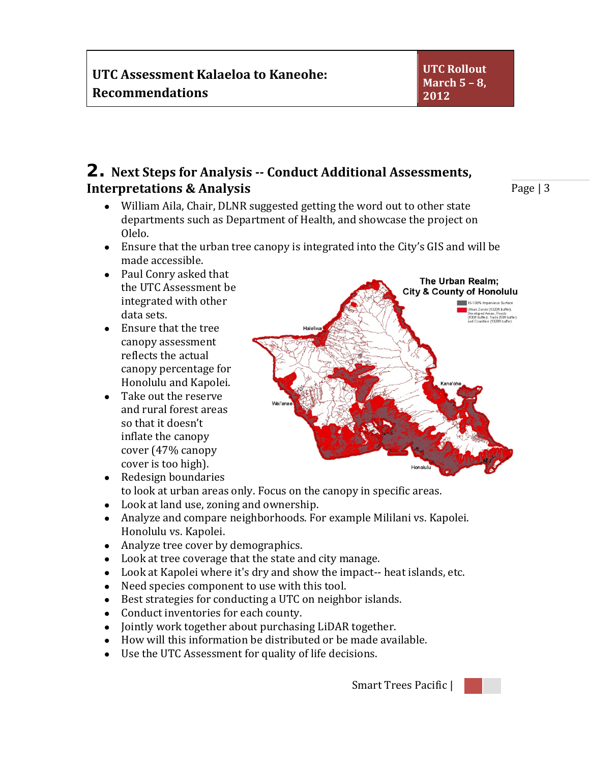## 2. Next Steps for Analysis -- Conduct Additional Assessments, Interpretations & Analysis

- William Aila, Chair, DLNR suggested getting the word out to other state departments such as Department of Health, and showcase the project on Olelo.
- Ensure that the urban tree canopy is integrated into the City's GIS and will be made accessible.
- Paul Conry asked that the UTC Assessment be integrated with other data sets.
- Ensure that the tree canopy assessment reflects the actual canopy percentage for Honolulu and Kapolei.
- Take out the reserve and rural forest areas so that it doesn't inflate the canopy cover (47% canopy cover is too high).
- Redesign boundaries to look at urban areas only. Focus on the canopy in specific areas.
- Look at land use, zoning and ownership.
- Analyze and compare neighborhoods. For example Mililani vs. Kapolei. Honolulu vs. Kapolei.
- Analyze tree cover by demographics.
- Look at tree coverage that the state and city manage.
- Look at Kapolei where it's dry and show the impact-- heat islands, etc.
- Need species component to use with this tool.
- Best strategies for conducting a UTC on neighbor islands.
- Conduct inventories for each county.
- Jointly work together about purchasing LiDAR together.
- How will this information be distributed or be made available.
- Use the UTC Assessment for quality of life decisions.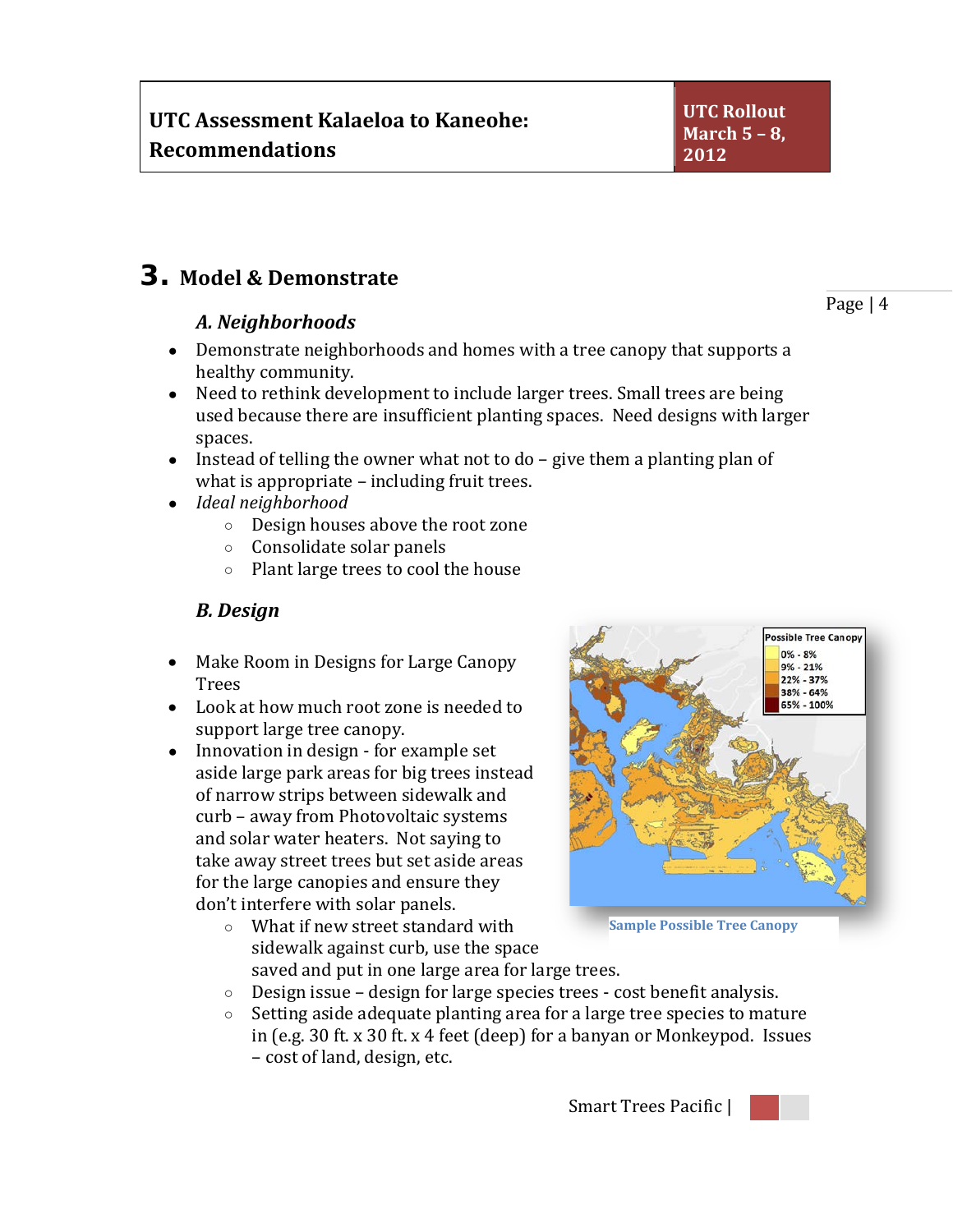# 3. Model & Demonstrate

### A. Neighborhoods

- Demonstrate neighborhoods and homes with a tree canopy that supports a healthy community.
- Need to rethink development to include larger trees. Small trees are being used because there are insufficient planting spaces. Need designs with larger spaces.
- Instead of telling the owner what not to do – give them a planting plan of what is appropriate – including fruit trees.
- *Ideal neighborhood*
  - Design houses above the root zone
  - Consolidate solar panels
  - Plant large trees to cool the house

### B. Design

- Make Room in Designs for Large Canopy Trees
- Look at how much root zone is needed to support large tree canopy.
- Innovation in design - for example set aside large park areas for big trees instead of narrow strips between sidewalk and curb – away from Photovoltaic systems and solar water heaters. Not saying to take away street trees but set aside areas for the large canopies and ensure they don't interfere with solar panels.
  - What if new street standard with sidewalk against curb, use the space saved and put in one large area for large trees.
  - Design issue – design for large species trees - cost benefit analysis.
  - Setting aside adequate planting area for a large tree species to mature in (e.g. 30 ft. x 30 ft. x 4 feet (deep) for a banyan or Monkeypod. Issues – cost of land, design, etc.

Sample Possible Tree Canopy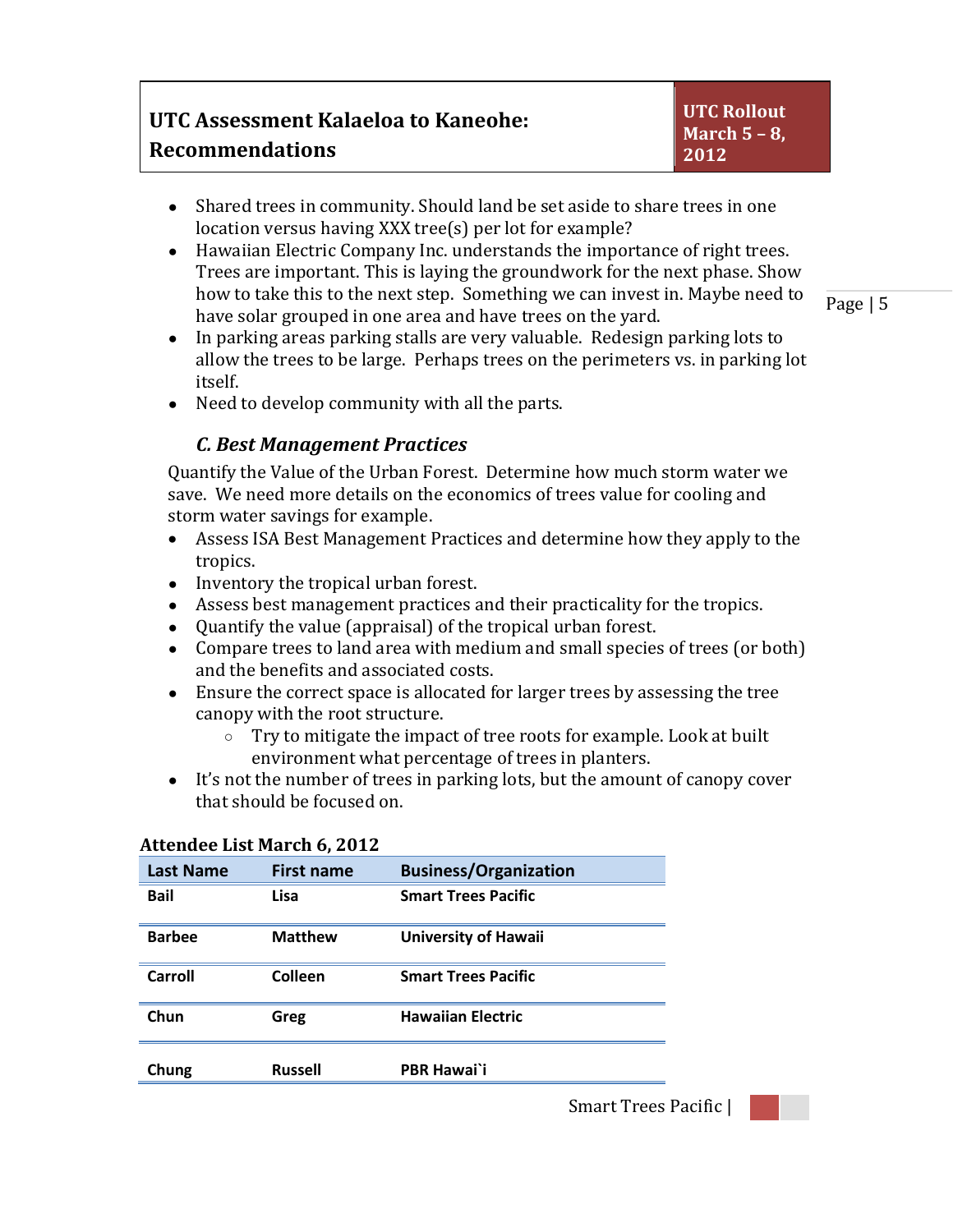- Shared trees in community. Should land be set aside to share trees in one location versus having XXX tree(s) per lot for example?
- Hawaiian Electric Company Inc. understands the importance of right trees. Trees are important. This is laying the groundwork for the next phase. Show how to take this to the next step. Something we can invest in. Maybe need to have solar grouped in one area and have trees on the yard.
- In parking areas parking stalls are very valuable. Redesign parking lots to allow the trees to be large. Perhaps trees on the perimeters vs. in parking lot itself.
- Need to develop community with all the parts.

### *C. Best Management Practices*

Quantify the Value of the Urban Forest. Determine how much storm water we save. We need more details on the economics of trees value for cooling and storm water savings for example.

- Assess ISA Best Management Practices and determine how they apply to the tropics.
- Inventory the tropical urban forest.
- Assess best management practices and their practicality for the tropics.
- Quantify the value (appraisal) of the tropical urban forest.
- Compare trees to land area with medium and small species of trees (or both) and the benefits and associated costs.
- Ensure the correct space is allocated for larger trees by assessing the tree canopy with the root structure.
    - Try to mitigate the impact of tree roots for example. Look at built environment what percentage of trees in planters.
- It's not the number of trees in parking lots, but the amount of canopy cover that should be focused on.

**Attendee List March 6, 2012**

| Last Name | First name | Business/Organization |
|---|---|---|
| **Bail** | **Lisa** | **Smart Trees Pacific** |
| **Barbee** | **Matthew** | **University of Hawaii** |
| **Carroll** | **Colleen** | **Smart Trees Pacific** |
| **Chun** | **Greg** | **Hawaiian Electric** |
| **Chung** | **Russell** | **PBR Hawai`i** |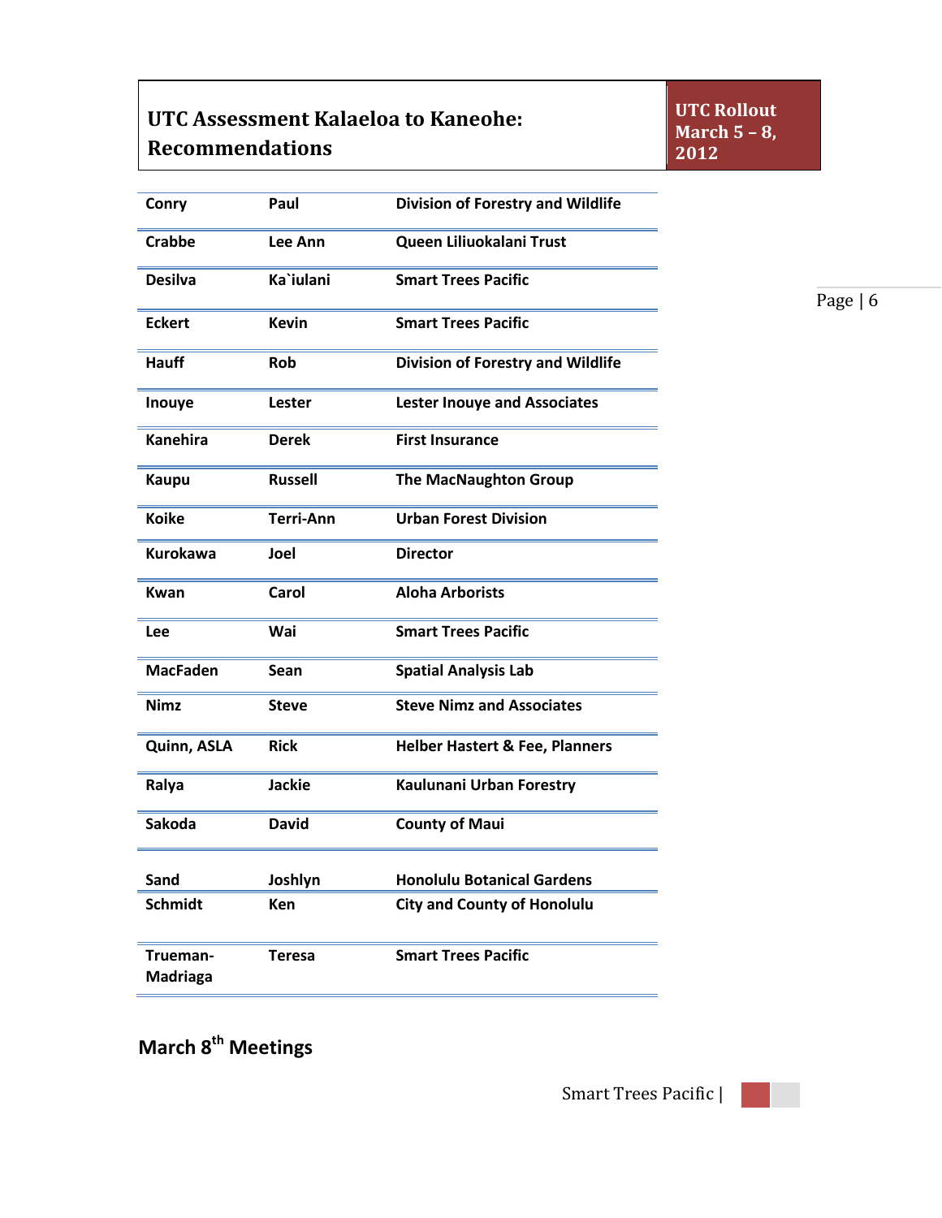| Conry | Paul | Division of Forestry and Wildlife |
|---|---|---|
| Crabbe | Lee Ann | Queen Liliuokalani Trust |
| Desilva | Ka`iulani | Smart Trees Pacific |
| Eckert | Kevin | Smart Trees Pacific |
| Hauff | Rob | Division of Forestry and Wildlife |
| Inouye | Lester | Lester Inouye and Associates |
| Kanehira | Derek | First Insurance |
| Kaupu | Russell | The MacNaughton Group |
| Koike | Terri-Ann | Urban Forest Division |
| Kurokawa | Joel | Director |
| Kwan | Carol | Aloha Arborists |
| Lee | Wai | Smart Trees Pacific |
| MacFaden | Sean | Spatial Analysis Lab |
| Nimz | Steve | Steve Nimz and Associates |
| Quinn, ASLA | Rick | Helber Hastert & Fee, Planners |
| Ralya | Jackie | Kaulunani Urban Forestry |
| Sakoda | David | County of Maui |
| Sand | Joshlyn | Honolulu Botanical Gardens |
| Schmidt | Ken | City and County of Honolulu |
| Trueman-Madriaga | Teresa | Smart Trees Pacific |

## March 8th Meetings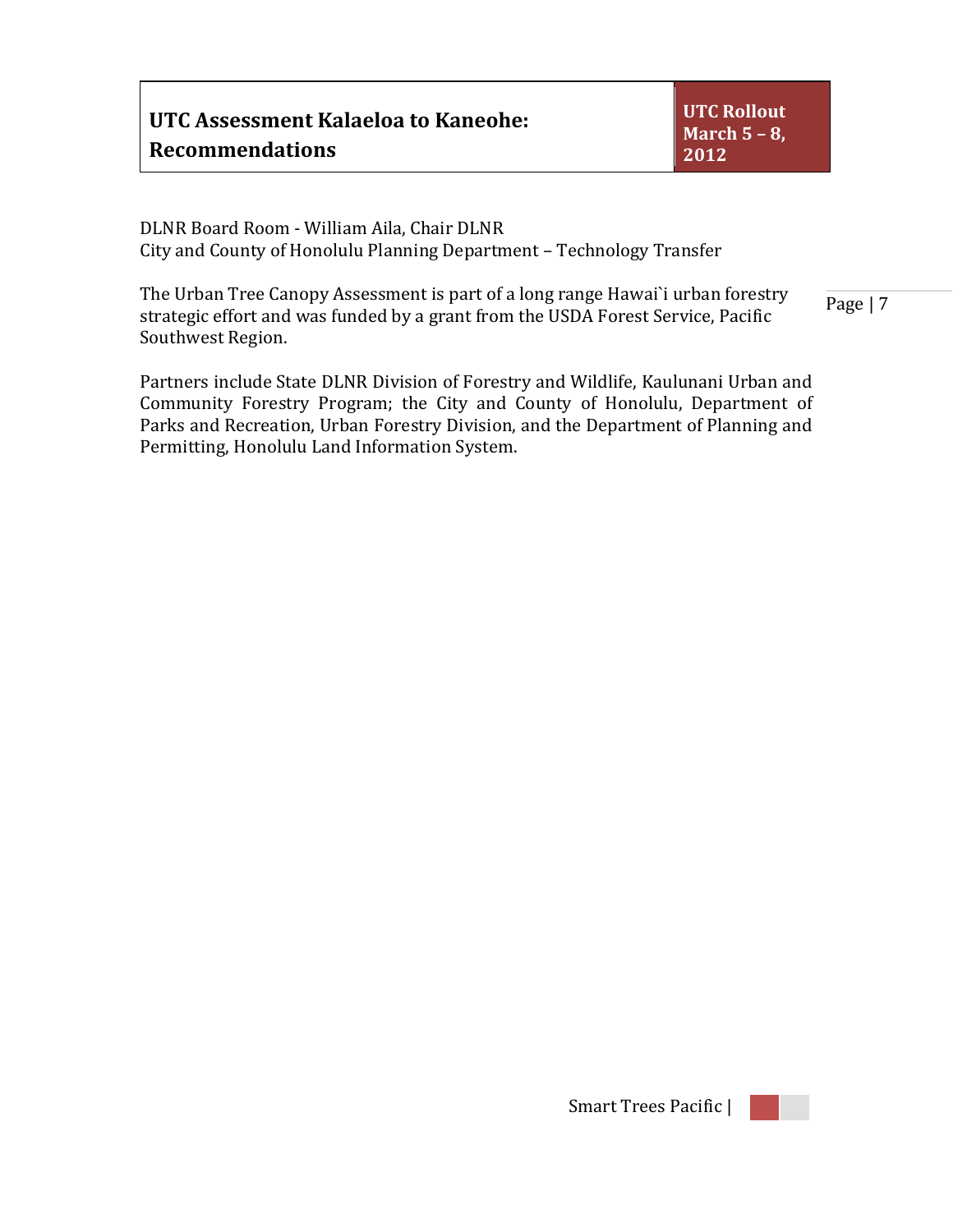DLNR Board Room - William Aila, Chair DLNR
City and County of Honolulu Planning Department – Technology Transfer

The Urban Tree Canopy Assessment is part of a long range Hawai`i urban forestry strategic effort and was funded by a grant from the USDA Forest Service, Pacific Southwest Region.

Partners include State DLNR Division of Forestry and Wildlife, Kaulunani Urban and Community Forestry Program; the City and County of Honolulu, Department of Parks and Recreation, Urban Forestry Division, and the Department of Planning and Permitting, Honolulu Land Information System.